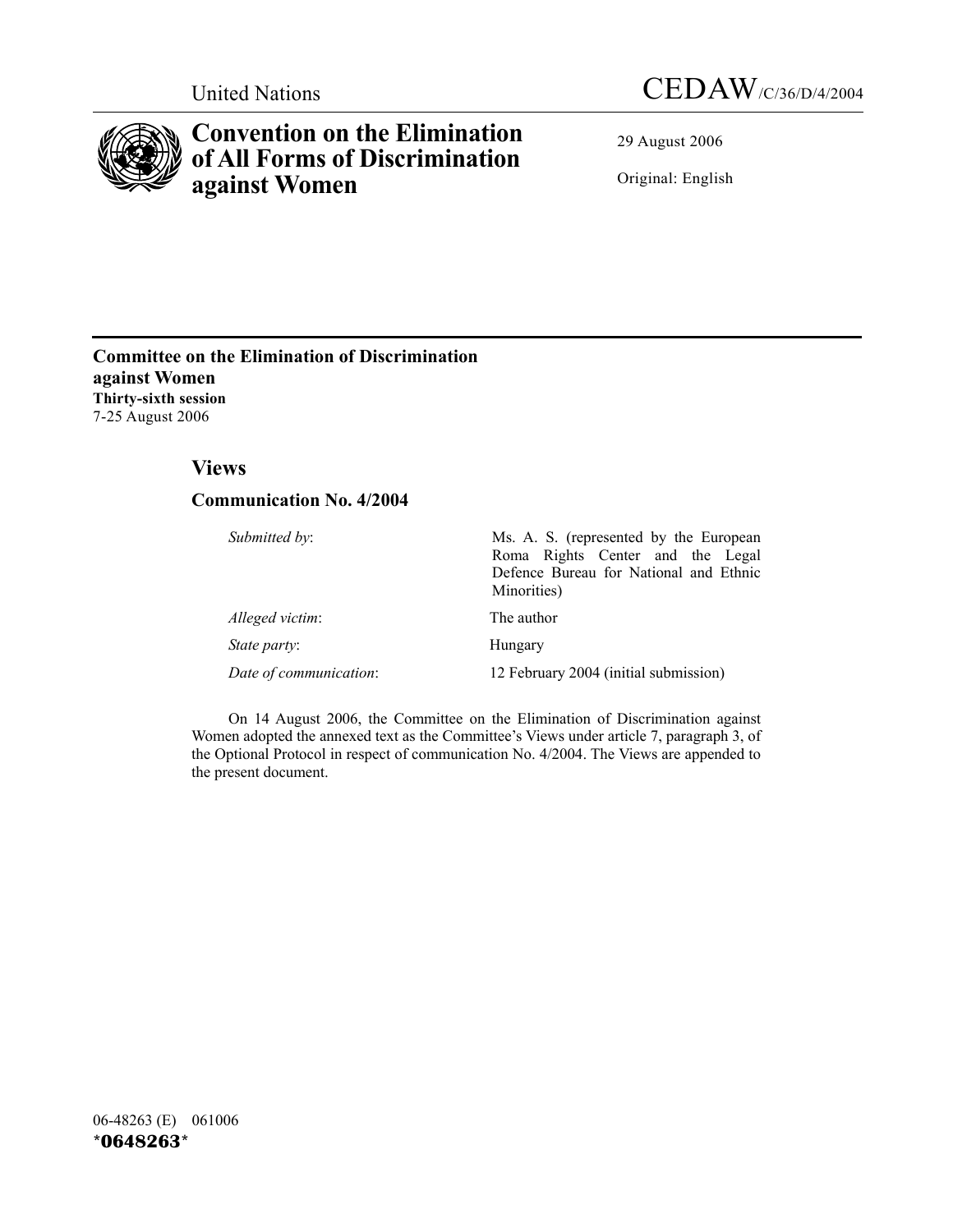United Nations CEDAW/C/36/D/4/2004

# Convention on the Elimination of All Forms of Discrimination against Women

29 August 2006

Original: English

**Committee on the Elimination of Discrimination against Women**
**Thirty-sixth session**
7-25 August 2006

## Views

### Communication No. 4/2004

| | |
|---|---|
| *Submitted by*: | Ms. A. S. (represented by the European Roma Rights Center and the Legal Defence Bureau for National and Ethnic Minorities) |
| *Alleged victim*: | The author |
| *State party*: | Hungary |
| *Date of communication*: | 12 February 2004 (initial submission) |

On 14 August 2006, the Committee on the Elimination of Discrimination against Women adopted the annexed text as the Committee's Views under article 7, paragraph 3, of the Optional Protocol in respect of communication No. 4/2004. The Views are appended to the present document.

06-48263 (E) 061006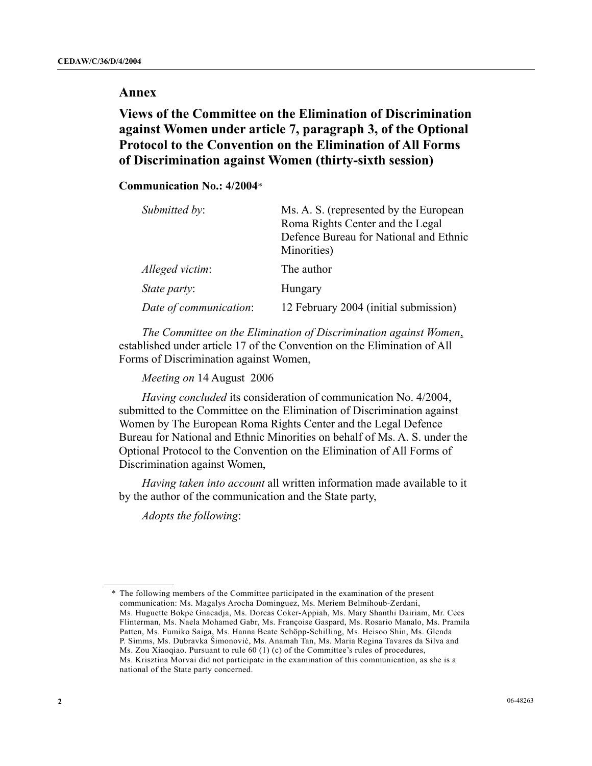## Annex

## Views of the Committee on the Elimination of Discrimination against Women under article 7, paragraph 3, of the Optional Protocol to the Convention on the Elimination of All Forms of Discrimination against Women (thirty-sixth session)

**Communication No.: 4/2004***

| | |
|---|---|
| *Submitted by*: | Ms. A. S. (represented by the European Roma Rights Center and the Legal Defence Bureau for National and Ethnic Minorities) |
| *Alleged victim*: | The author |
| *State party*: | Hungary |
| *Date of communication*: | 12 February 2004 (initial submission) |

*The Committee on the Elimination of Discrimination against Women*, established under article 17 of the Convention on the Elimination of All Forms of Discrimination against Women,

*Meeting on* 14 August 2006

*Having concluded* its consideration of communication No. 4/2004, submitted to the Committee on the Elimination of Discrimination against Women by The European Roma Rights Center and the Legal Defence Bureau for National and Ethnic Minorities on behalf of Ms. A. S. under the Optional Protocol to the Convention on the Elimination of All Forms of Discrimination against Women,

*Having taken into account* all written information made available to it by the author of the communication and the State party,

*Adopts the following*:

---

\* The following members of the Committee participated in the examination of the present communication: Ms. Magalys Arocha Dominguez, Ms. Meriem Belmihoub-Zerdani, Ms. Huguette Bokpe Gnacadja, Ms. Dorcas Coker-Appiah, Ms. Mary Shanthi Dairiam, Mr. Cees Flinterman, Ms. Naela Mohamed Gabr, Ms. Françoise Gaspard, Ms. Rosario Manalo, Ms. Pramila Patten, Ms. Fumiko Saiga, Ms. Hanna Beate Schöpp-Schilling, Ms. Heisoo Shin, Ms. Glenda P. Simms, Ms. Dubravka Šimonović, Ms. Anamah Tan, Ms. Maria Regina Tavares da Silva and Ms. Zou Xiaoqiao. Pursuant to rule 60 (1) (c) of the Committee's rules of procedures, Ms. Krisztina Morvai did not participate in the examination of this communication, as she is a national of the State party concerned.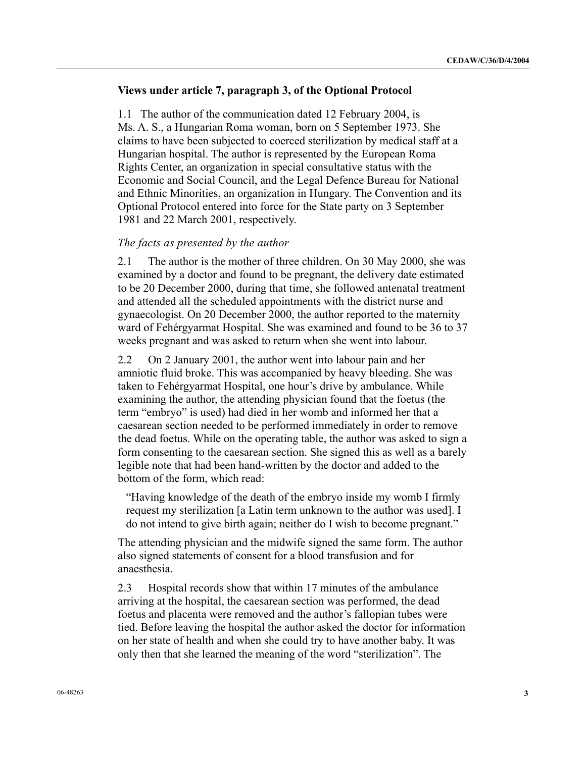### Views under article 7, paragraph 3, of the Optional Protocol

1.1 The author of the communication dated 12 February 2004, is Ms. A. S., a Hungarian Roma woman, born on 5 September 1973. She claims to have been subjected to coerced sterilization by medical staff at a Hungarian hospital. The author is represented by the European Roma Rights Center, an organization in special consultative status with the Economic and Social Council, and the Legal Defence Bureau for National and Ethnic Minorities, an organization in Hungary. The Convention and its Optional Protocol entered into force for the State party on 3 September 1981 and 22 March 2001, respectively.

*The facts as presented by the author*

2.1 The author is the mother of three children. On 30 May 2000, she was examined by a doctor and found to be pregnant, the delivery date estimated to be 20 December 2000, during that time, she followed antenatal treatment and attended all the scheduled appointments with the district nurse and gynaecologist. On 20 December 2000, the author reported to the maternity ward of Fehérgyarmat Hospital. She was examined and found to be 36 to 37 weeks pregnant and was asked to return when she went into labour.

2.2 On 2 January 2001, the author went into labour pain and her amniotic fluid broke. This was accompanied by heavy bleeding. She was taken to Fehérgyarmat Hospital, one hour's drive by ambulance. While examining the author, the attending physician found that the foetus (the term "embryo" is used) had died in her womb and informed her that a caesarean section needed to be performed immediately in order to remove the dead foetus. While on the operating table, the author was asked to sign a form consenting to the caesarean section. She signed this as well as a barely legible note that had been hand-written by the doctor and added to the bottom of the form, which read:

> "Having knowledge of the death of the embryo inside my womb I firmly request my sterilization [a Latin term unknown to the author was used]. I do not intend to give birth again; neither do I wish to become pregnant."

The attending physician and the midwife signed the same form. The author also signed statements of consent for a blood transfusion and for anaesthesia.

2.3 Hospital records show that within 17 minutes of the ambulance arriving at the hospital, the caesarean section was performed, the dead foetus and placenta were removed and the author's fallopian tubes were tied. Before leaving the hospital the author asked the doctor for information on her state of health and when she could try to have another baby. It was only then that she learned the meaning of the word "sterilization". The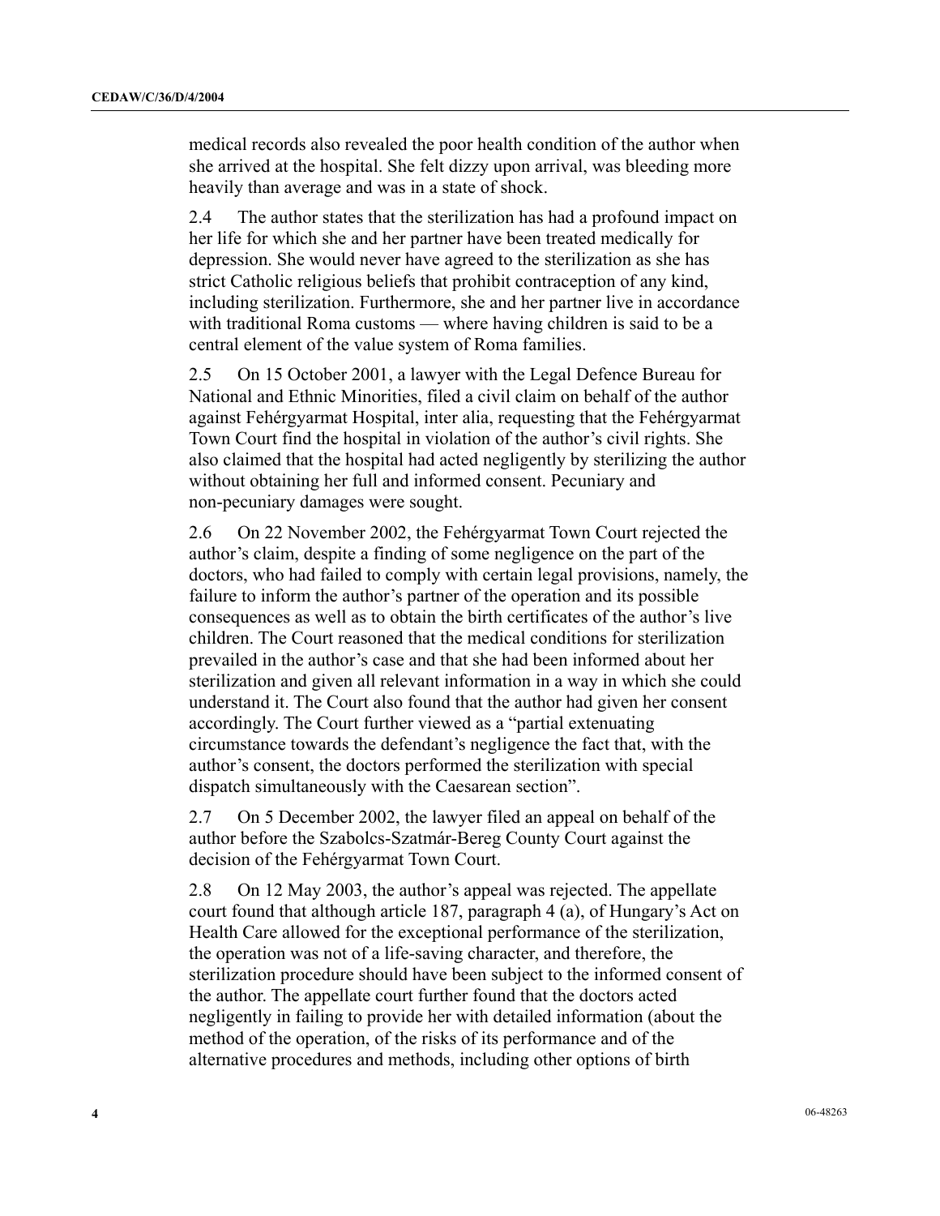medical records also revealed the poor health condition of the author when she arrived at the hospital. She felt dizzy upon arrival, was bleeding more heavily than average and was in a state of shock.

2.4 The author states that the sterilization has had a profound impact on her life for which she and her partner have been treated medically for depression. She would never have agreed to the sterilization as she has strict Catholic religious beliefs that prohibit contraception of any kind, including sterilization. Furthermore, she and her partner live in accordance with traditional Roma customs — where having children is said to be a central element of the value system of Roma families.

2.5 On 15 October 2001, a lawyer with the Legal Defence Bureau for National and Ethnic Minorities, filed a civil claim on behalf of the author against Fehérgyarmat Hospital, inter alia, requesting that the Fehérgyarmat Town Court find the hospital in violation of the author's civil rights. She also claimed that the hospital had acted negligently by sterilizing the author without obtaining her full and informed consent. Pecuniary and non-pecuniary damages were sought.

2.6 On 22 November 2002, the Fehérgyarmat Town Court rejected the author's claim, despite a finding of some negligence on the part of the doctors, who had failed to comply with certain legal provisions, namely, the failure to inform the author's partner of the operation and its possible consequences as well as to obtain the birth certificates of the author's live children. The Court reasoned that the medical conditions for sterilization prevailed in the author's case and that she had been informed about her sterilization and given all relevant information in a way in which she could understand it. The Court also found that the author had given her consent accordingly. The Court further viewed as a "partial extenuating circumstance towards the defendant's negligence the fact that, with the author's consent, the doctors performed the sterilization with special dispatch simultaneously with the Caesarean section".

2.7 On 5 December 2002, the lawyer filed an appeal on behalf of the author before the Szabolcs-Szatmár-Bereg County Court against the decision of the Fehérgyarmat Town Court.

2.8 On 12 May 2003, the author's appeal was rejected. The appellate court found that although article 187, paragraph 4 (a), of Hungary's Act on Health Care allowed for the exceptional performance of the sterilization, the operation was not of a life-saving character, and therefore, the sterilization procedure should have been subject to the informed consent of the author. The appellate court further found that the doctors acted negligently in failing to provide her with detailed information (about the method of the operation, of the risks of its performance and of the alternative procedures and methods, including other options of birth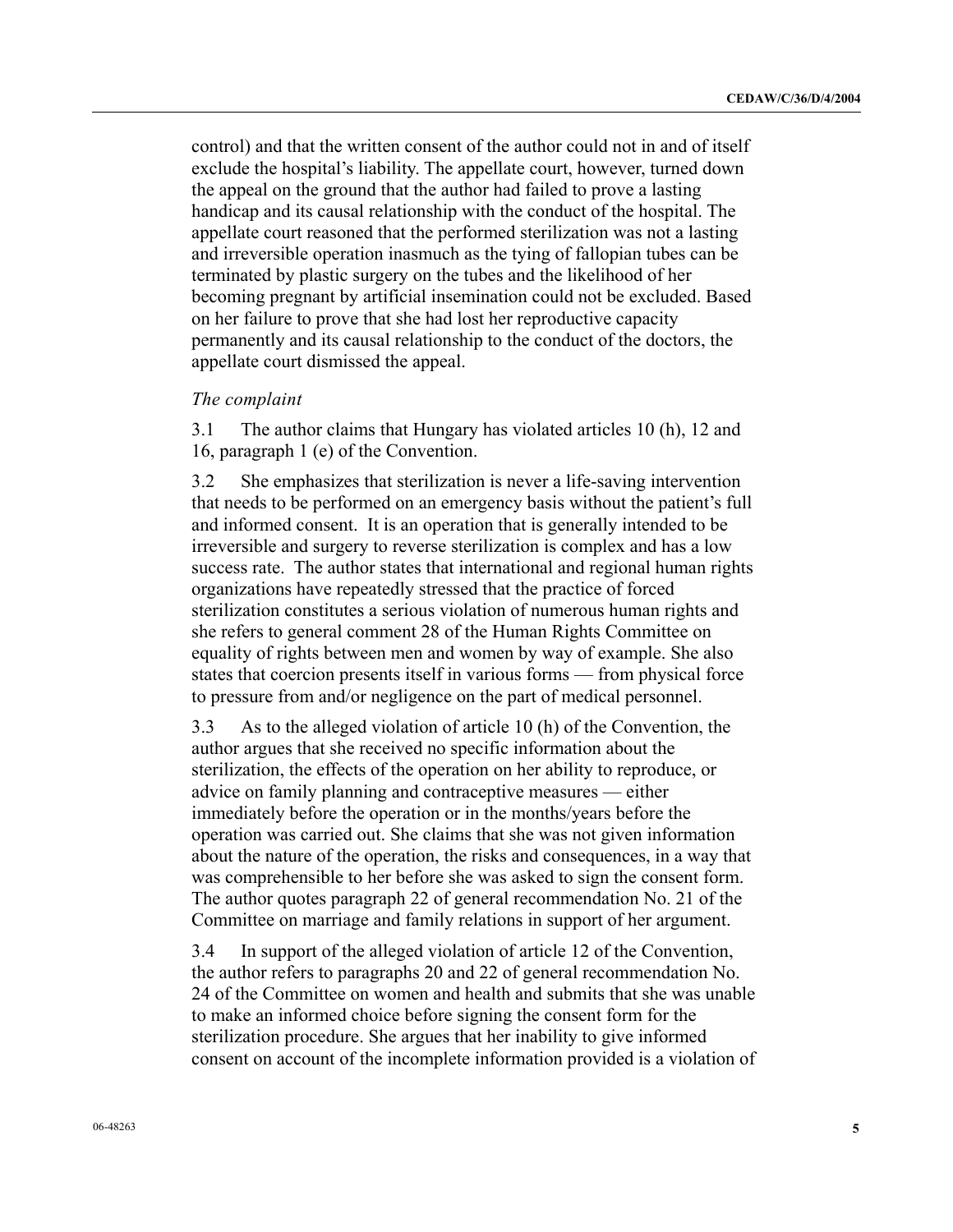control) and that the written consent of the author could not in and of itself exclude the hospital's liability. The appellate court, however, turned down the appeal on the ground that the author had failed to prove a lasting handicap and its causal relationship with the conduct of the hospital. The appellate court reasoned that the performed sterilization was not a lasting and irreversible operation inasmuch as the tying of fallopian tubes can be terminated by plastic surgery on the tubes and the likelihood of her becoming pregnant by artificial insemination could not be excluded. Based on her failure to prove that she had lost her reproductive capacity permanently and its causal relationship to the conduct of the doctors, the appellate court dismissed the appeal.

*The complaint*

3.1 The author claims that Hungary has violated articles 10 (h), 12 and 16, paragraph 1 (e) of the Convention.

3.2 She emphasizes that sterilization is never a life-saving intervention that needs to be performed on an emergency basis without the patient's full and informed consent. It is an operation that is generally intended to be irreversible and surgery to reverse sterilization is complex and has a low success rate. The author states that international and regional human rights organizations have repeatedly stressed that the practice of forced sterilization constitutes a serious violation of numerous human rights and she refers to general comment 28 of the Human Rights Committee on equality of rights between men and women by way of example. She also states that coercion presents itself in various forms — from physical force to pressure from and/or negligence on the part of medical personnel.

3.3 As to the alleged violation of article 10 (h) of the Convention, the author argues that she received no specific information about the sterilization, the effects of the operation on her ability to reproduce, or advice on family planning and contraceptive measures — either immediately before the operation or in the months/years before the operation was carried out. She claims that she was not given information about the nature of the operation, the risks and consequences, in a way that was comprehensible to her before she was asked to sign the consent form. The author quotes paragraph 22 of general recommendation No. 21 of the Committee on marriage and family relations in support of her argument.

3.4 In support of the alleged violation of article 12 of the Convention, the author refers to paragraphs 20 and 22 of general recommendation No. 24 of the Committee on women and health and submits that she was unable to make an informed choice before signing the consent form for the sterilization procedure. She argues that her inability to give informed consent on account of the incomplete information provided is a violation of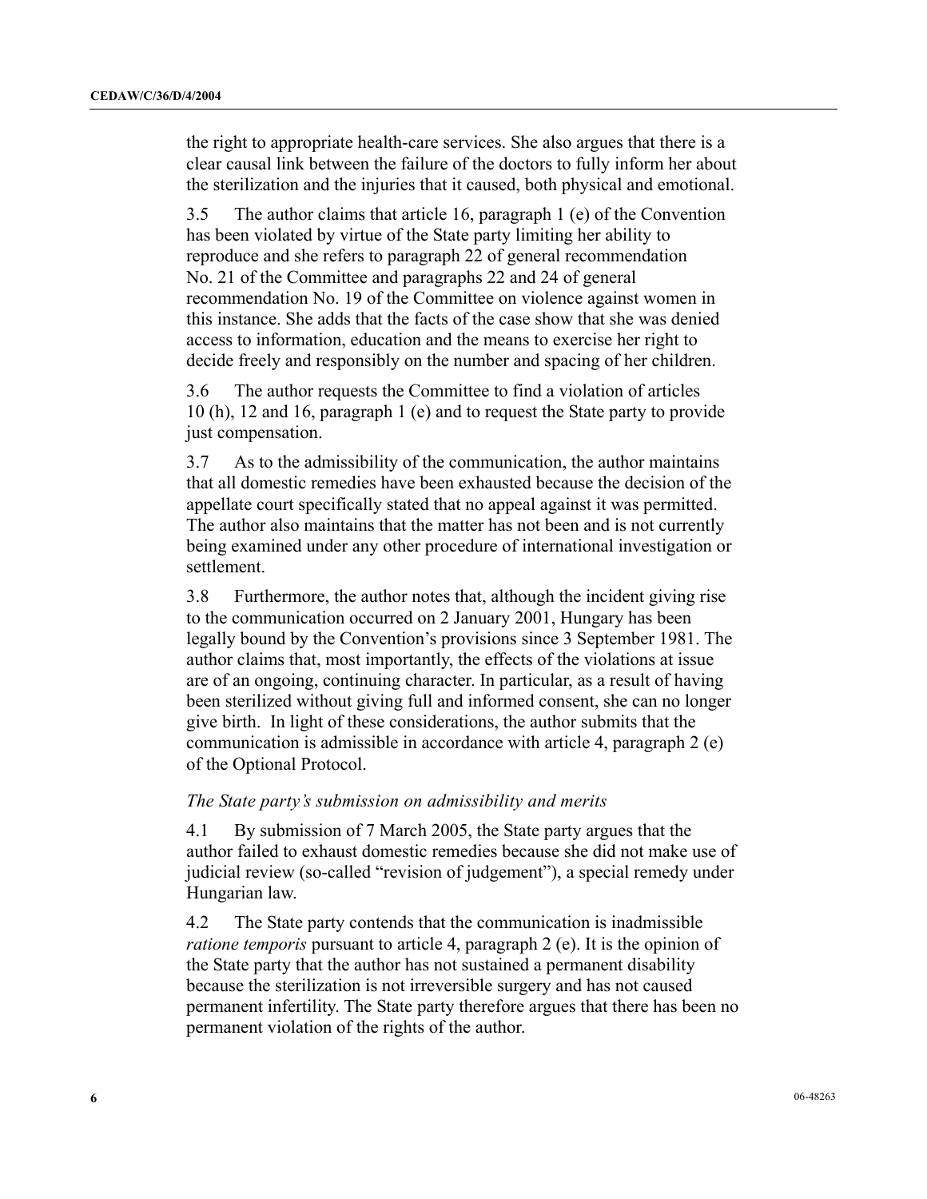the right to appropriate health-care services. She also argues that there is a clear causal link between the failure of the doctors to fully inform her about the sterilization and the injuries that it caused, both physical and emotional.

3.5 The author claims that article 16, paragraph 1 (e) of the Convention has been violated by virtue of the State party limiting her ability to reproduce and she refers to paragraph 22 of general recommendation No. 21 of the Committee and paragraphs 22 and 24 of general recommendation No. 19 of the Committee on violence against women in this instance. She adds that the facts of the case show that she was denied access to information, education and the means to exercise her right to decide freely and responsibly on the number and spacing of her children.

3.6 The author requests the Committee to find a violation of articles 10 (h), 12 and 16, paragraph 1 (e) and to request the State party to provide just compensation.

3.7 As to the admissibility of the communication, the author maintains that all domestic remedies have been exhausted because the decision of the appellate court specifically stated that no appeal against it was permitted. The author also maintains that the matter has not been and is not currently being examined under any other procedure of international investigation or settlement.

3.8 Furthermore, the author notes that, although the incident giving rise to the communication occurred on 2 January 2001, Hungary has been legally bound by the Convention's provisions since 3 September 1981. The author claims that, most importantly, the effects of the violations at issue are of an ongoing, continuing character. In particular, as a result of having been sterilized without giving full and informed consent, she can no longer give birth. In light of these considerations, the author submits that the communication is admissible in accordance with article 4, paragraph 2 (e) of the Optional Protocol.

*The State party's submission on admissibility and merits*

4.1 By submission of 7 March 2005, the State party argues that the author failed to exhaust domestic remedies because she did not make use of judicial review (so-called "revision of judgement"), a special remedy under Hungarian law.

4.2 The State party contends that the communication is inadmissible *ratione temporis* pursuant to article 4, paragraph 2 (e). It is the opinion of the State party that the author has not sustained a permanent disability because the sterilization is not irreversible surgery and has not caused permanent infertility. The State party therefore argues that there has been no permanent violation of the rights of the author.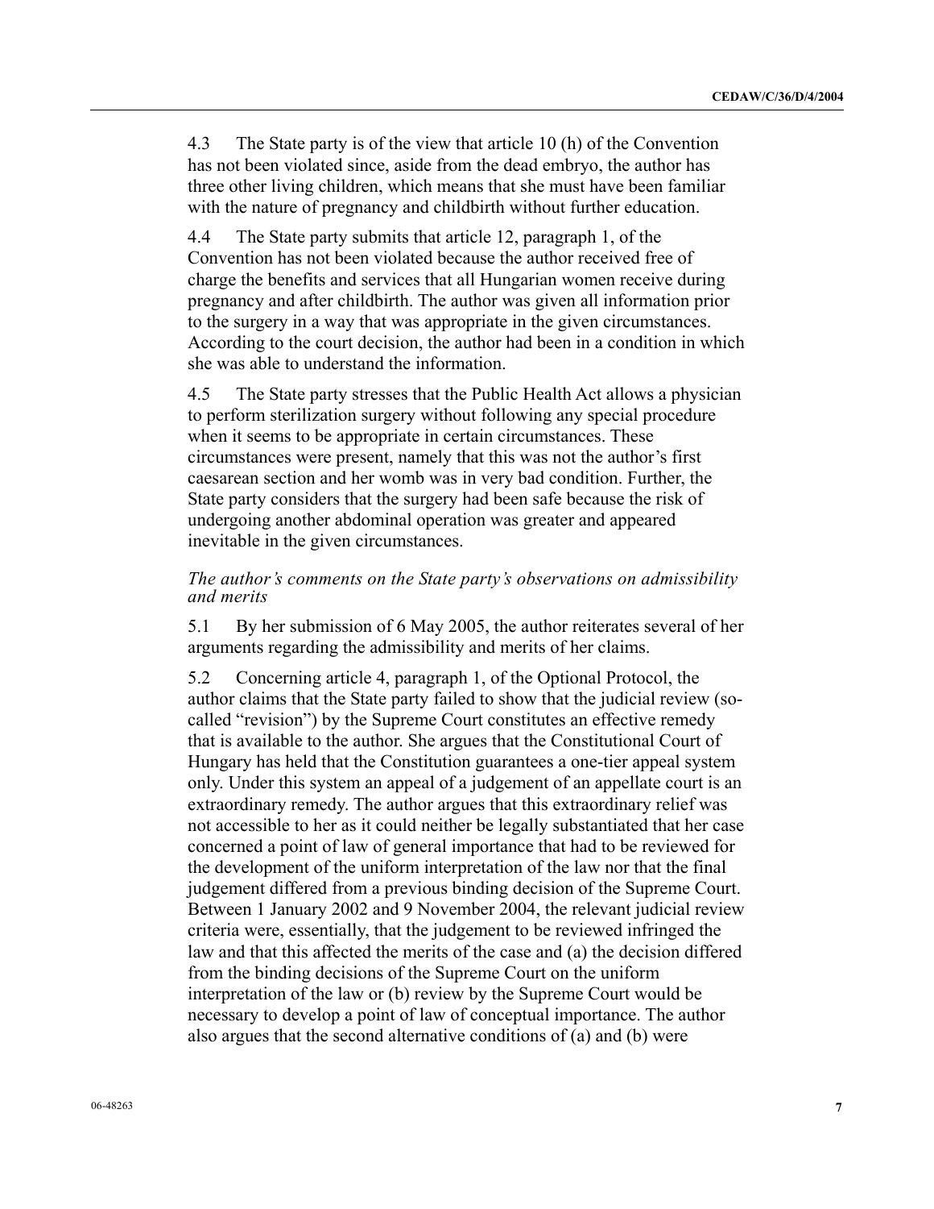4.3 The State party is of the view that article 10 (h) of the Convention has not been violated since, aside from the dead embryo, the author has three other living children, which means that she must have been familiar with the nature of pregnancy and childbirth without further education.

4.4 The State party submits that article 12, paragraph 1, of the Convention has not been violated because the author received free of charge the benefits and services that all Hungarian women receive during pregnancy and after childbirth. The author was given all information prior to the surgery in a way that was appropriate in the given circumstances. According to the court decision, the author had been in a condition in which she was able to understand the information.

4.5 The State party stresses that the Public Health Act allows a physician to perform sterilization surgery without following any special procedure when it seems to be appropriate in certain circumstances. These circumstances were present, namely that this was not the author's first caesarean section and her womb was in very bad condition. Further, the State party considers that the surgery had been safe because the risk of undergoing another abdominal operation was greater and appeared inevitable in the given circumstances.

*The author's comments on the State party's observations on admissibility and merits*

5.1 By her submission of 6 May 2005, the author reiterates several of her arguments regarding the admissibility and merits of her claims.

5.2 Concerning article 4, paragraph 1, of the Optional Protocol, the author claims that the State party failed to show that the judicial review (so-called "revision") by the Supreme Court constitutes an effective remedy that is available to the author. She argues that the Constitutional Court of Hungary has held that the Constitution guarantees a one-tier appeal system only. Under this system an appeal of a judgement of an appellate court is an extraordinary remedy. The author argues that this extraordinary relief was not accessible to her as it could neither be legally substantiated that her case concerned a point of law of general importance that had to be reviewed for the development of the uniform interpretation of the law nor that the final judgement differed from a previous binding decision of the Supreme Court. Between 1 January 2002 and 9 November 2004, the relevant judicial review criteria were, essentially, that the judgement to be reviewed infringed the law and that this affected the merits of the case and (a) the decision differed from the binding decisions of the Supreme Court on the uniform interpretation of the law or (b) review by the Supreme Court would be necessary to develop a point of law of conceptual importance. The author also argues that the second alternative conditions of (a) and (b) were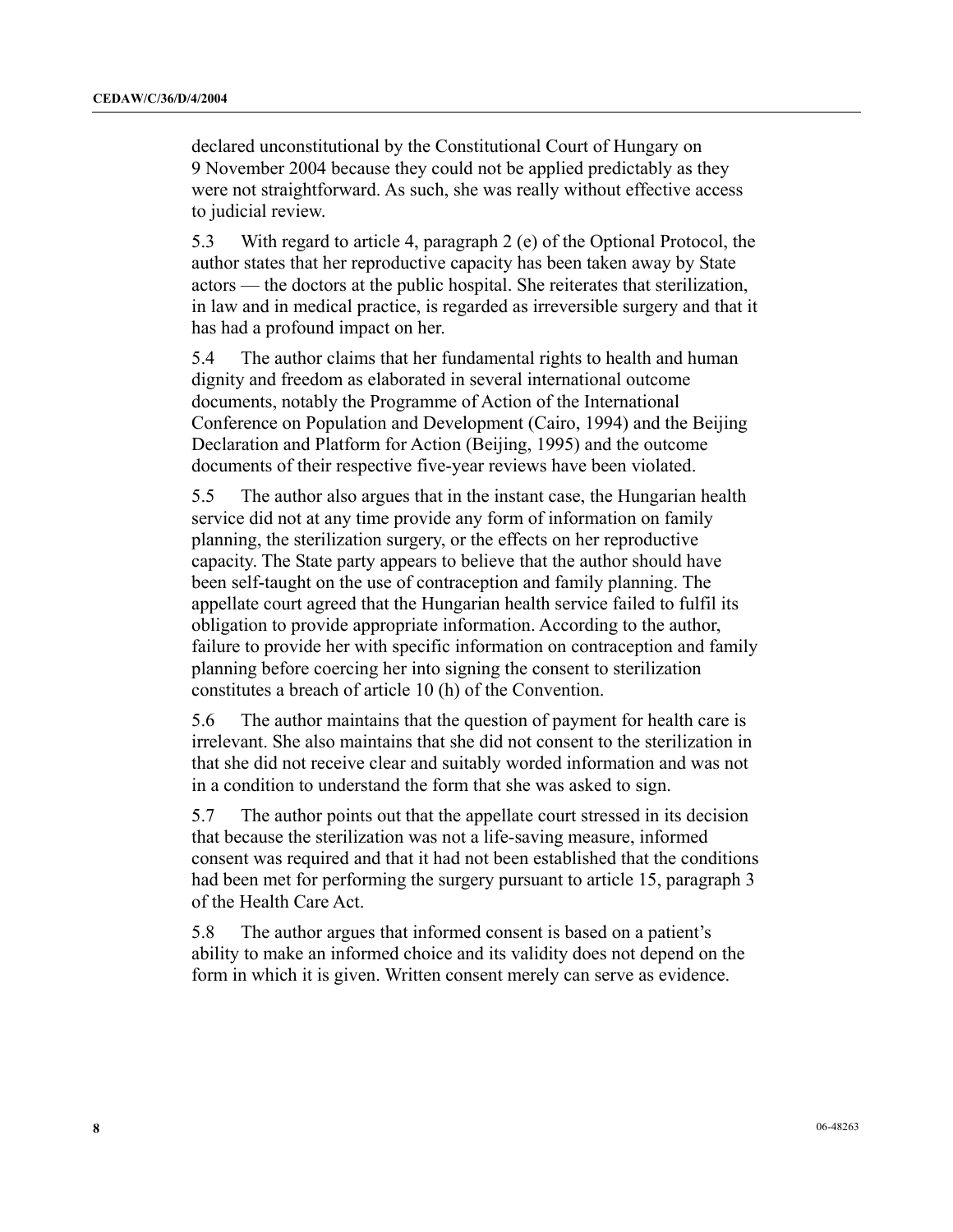declared unconstitutional by the Constitutional Court of Hungary on 9 November 2004 because they could not be applied predictably as they were not straightforward. As such, she was really without effective access to judicial review.

5.3 With regard to article 4, paragraph 2 (e) of the Optional Protocol, the author states that her reproductive capacity has been taken away by State actors — the doctors at the public hospital. She reiterates that sterilization, in law and in medical practice, is regarded as irreversible surgery and that it has had a profound impact on her.

5.4 The author claims that her fundamental rights to health and human dignity and freedom as elaborated in several international outcome documents, notably the Programme of Action of the International Conference on Population and Development (Cairo, 1994) and the Beijing Declaration and Platform for Action (Beijing, 1995) and the outcome documents of their respective five-year reviews have been violated.

5.5 The author also argues that in the instant case, the Hungarian health service did not at any time provide any form of information on family planning, the sterilization surgery, or the effects on her reproductive capacity. The State party appears to believe that the author should have been self-taught on the use of contraception and family planning. The appellate court agreed that the Hungarian health service failed to fulfil its obligation to provide appropriate information. According to the author, failure to provide her with specific information on contraception and family planning before coercing her into signing the consent to sterilization constitutes a breach of article 10 (h) of the Convention.

5.6 The author maintains that the question of payment for health care is irrelevant. She also maintains that she did not consent to the sterilization in that she did not receive clear and suitably worded information and was not in a condition to understand the form that she was asked to sign.

5.7 The author points out that the appellate court stressed in its decision that because the sterilization was not a life-saving measure, informed consent was required and that it had not been established that the conditions had been met for performing the surgery pursuant to article 15, paragraph 3 of the Health Care Act.

5.8 The author argues that informed consent is based on a patient's ability to make an informed choice and its validity does not depend on the form in which it is given. Written consent merely can serve as evidence.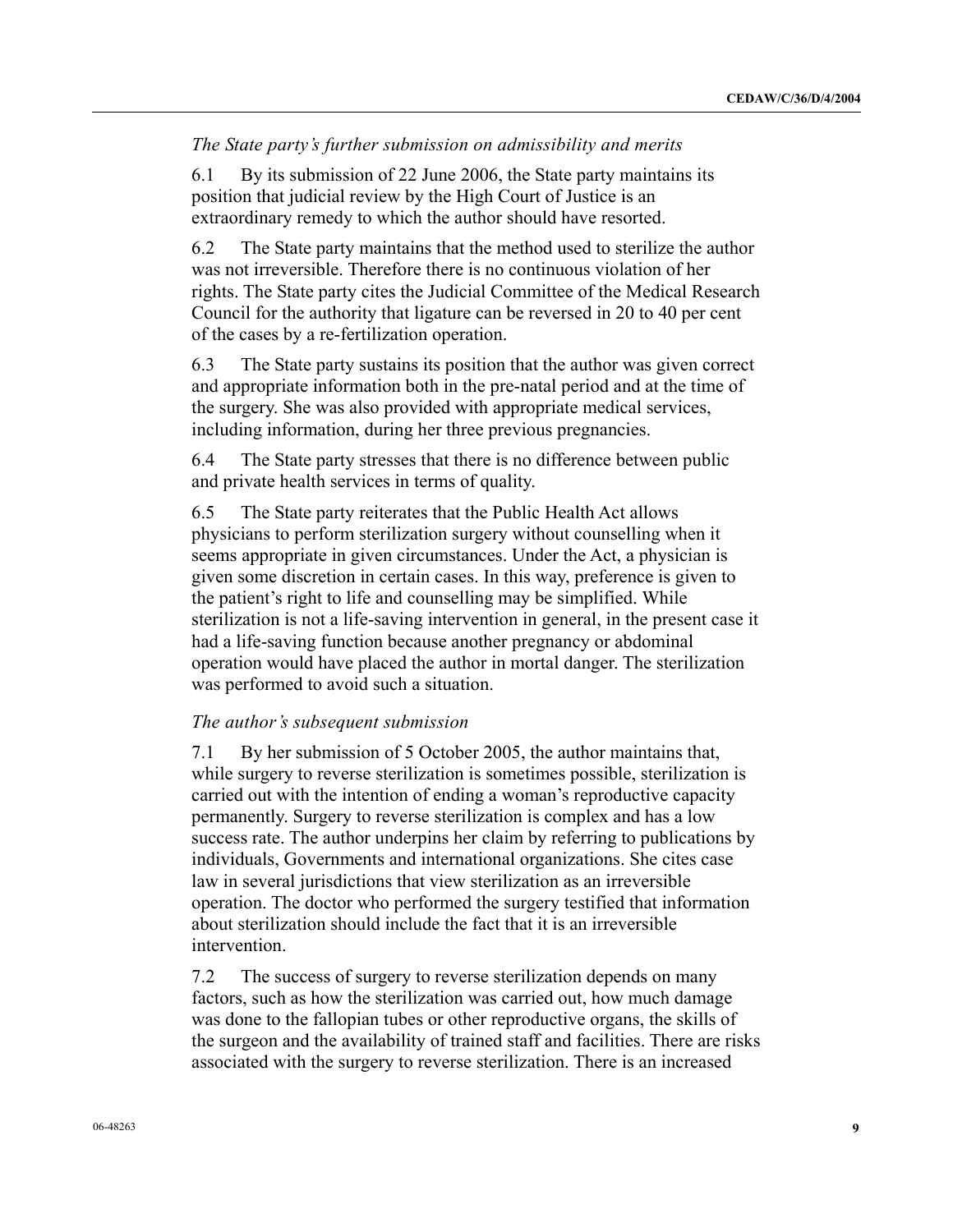*The State party's further submission on admissibility and merits*

6.1 By its submission of 22 June 2006, the State party maintains its position that judicial review by the High Court of Justice is an extraordinary remedy to which the author should have resorted.

6.2 The State party maintains that the method used to sterilize the author was not irreversible. Therefore there is no continuous violation of her rights. The State party cites the Judicial Committee of the Medical Research Council for the authority that ligature can be reversed in 20 to 40 per cent of the cases by a re-fertilization operation.

6.3 The State party sustains its position that the author was given correct and appropriate information both in the pre-natal period and at the time of the surgery. She was also provided with appropriate medical services, including information, during her three previous pregnancies.

6.4 The State party stresses that there is no difference between public and private health services in terms of quality.

6.5 The State party reiterates that the Public Health Act allows physicians to perform sterilization surgery without counselling when it seems appropriate in given circumstances. Under the Act, a physician is given some discretion in certain cases. In this way, preference is given to the patient's right to life and counselling may be simplified. While sterilization is not a life-saving intervention in general, in the present case it had a life-saving function because another pregnancy or abdominal operation would have placed the author in mortal danger. The sterilization was performed to avoid such a situation.

*The author's subsequent submission*

7.1 By her submission of 5 October 2005, the author maintains that, while surgery to reverse sterilization is sometimes possible, sterilization is carried out with the intention of ending a woman's reproductive capacity permanently. Surgery to reverse sterilization is complex and has a low success rate. The author underpins her claim by referring to publications by individuals, Governments and international organizations. She cites case law in several jurisdictions that view sterilization as an irreversible operation. The doctor who performed the surgery testified that information about sterilization should include the fact that it is an irreversible intervention.

7.2 The success of surgery to reverse sterilization depends on many factors, such as how the sterilization was carried out, how much damage was done to the fallopian tubes or other reproductive organs, the skills of the surgeon and the availability of trained staff and facilities. There are risks associated with the surgery to reverse sterilization. There is an increased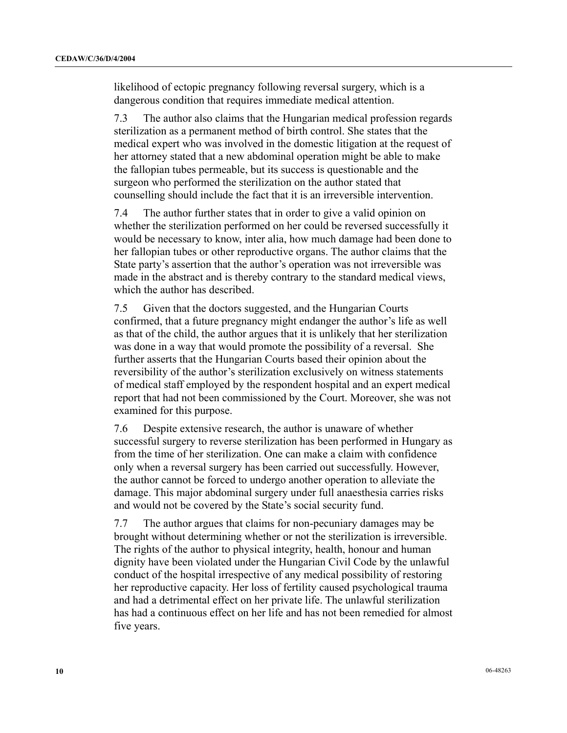likelihood of ectopic pregnancy following reversal surgery, which is a dangerous condition that requires immediate medical attention.

7.3 The author also claims that the Hungarian medical profession regards sterilization as a permanent method of birth control. She states that the medical expert who was involved in the domestic litigation at the request of her attorney stated that a new abdominal operation might be able to make the fallopian tubes permeable, but its success is questionable and the surgeon who performed the sterilization on the author stated that counselling should include the fact that it is an irreversible intervention.

7.4 The author further states that in order to give a valid opinion on whether the sterilization performed on her could be reversed successfully it would be necessary to know, inter alia, how much damage had been done to her fallopian tubes or other reproductive organs. The author claims that the State party's assertion that the author's operation was not irreversible was made in the abstract and is thereby contrary to the standard medical views, which the author has described.

7.5 Given that the doctors suggested, and the Hungarian Courts confirmed, that a future pregnancy might endanger the author's life as well as that of the child, the author argues that it is unlikely that her sterilization was done in a way that would promote the possibility of a reversal. She further asserts that the Hungarian Courts based their opinion about the reversibility of the author's sterilization exclusively on witness statements of medical staff employed by the respondent hospital and an expert medical report that had not been commissioned by the Court. Moreover, she was not examined for this purpose.

7.6 Despite extensive research, the author is unaware of whether successful surgery to reverse sterilization has been performed in Hungary as from the time of her sterilization. One can make a claim with confidence only when a reversal surgery has been carried out successfully. However, the author cannot be forced to undergo another operation to alleviate the damage. This major abdominal surgery under full anaesthesia carries risks and would not be covered by the State's social security fund.

7.7 The author argues that claims for non-pecuniary damages may be brought without determining whether or not the sterilization is irreversible. The rights of the author to physical integrity, health, honour and human dignity have been violated under the Hungarian Civil Code by the unlawful conduct of the hospital irrespective of any medical possibility of restoring her reproductive capacity. Her loss of fertility caused psychological trauma and had a detrimental effect on her private life. The unlawful sterilization has had a continuous effect on her life and has not been remedied for almost five years.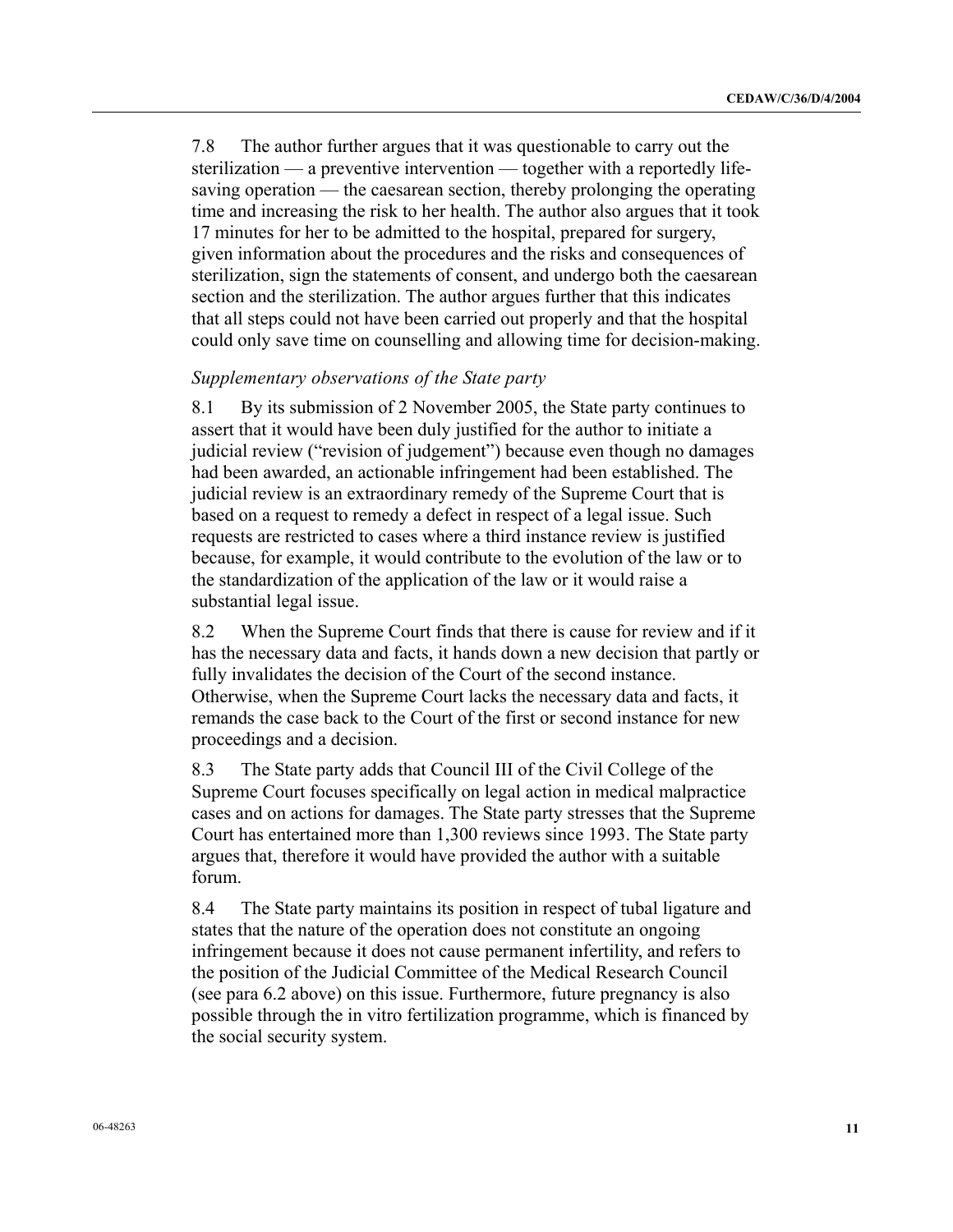7.8 The author further argues that it was questionable to carry out the sterilization — a preventive intervention — together with a reportedly life-saving operation — the caesarean section, thereby prolonging the operating time and increasing the risk to her health. The author also argues that it took 17 minutes for her to be admitted to the hospital, prepared for surgery, given information about the procedures and the risks and consequences of sterilization, sign the statements of consent, and undergo both the caesarean section and the sterilization. The author argues further that this indicates that all steps could not have been carried out properly and that the hospital could only save time on counselling and allowing time for decision-making.

*Supplementary observations of the State party*

8.1 By its submission of 2 November 2005, the State party continues to assert that it would have been duly justified for the author to initiate a judicial review ("revision of judgement") because even though no damages had been awarded, an actionable infringement had been established. The judicial review is an extraordinary remedy of the Supreme Court that is based on a request to remedy a defect in respect of a legal issue. Such requests are restricted to cases where a third instance review is justified because, for example, it would contribute to the evolution of the law or to the standardization of the application of the law or it would raise a substantial legal issue.

8.2 When the Supreme Court finds that there is cause for review and if it has the necessary data and facts, it hands down a new decision that partly or fully invalidates the decision of the Court of the second instance. Otherwise, when the Supreme Court lacks the necessary data and facts, it remands the case back to the Court of the first or second instance for new proceedings and a decision.

8.3 The State party adds that Council III of the Civil College of the Supreme Court focuses specifically on legal action in medical malpractice cases and on actions for damages. The State party stresses that the Supreme Court has entertained more than 1,300 reviews since 1993. The State party argues that, therefore it would have provided the author with a suitable forum.

8.4 The State party maintains its position in respect of tubal ligature and states that the nature of the operation does not constitute an ongoing infringement because it does not cause permanent infertility, and refers to the position of the Judicial Committee of the Medical Research Council (see para 6.2 above) on this issue. Furthermore, future pregnancy is also possible through the in vitro fertilization programme, which is financed by the social security system.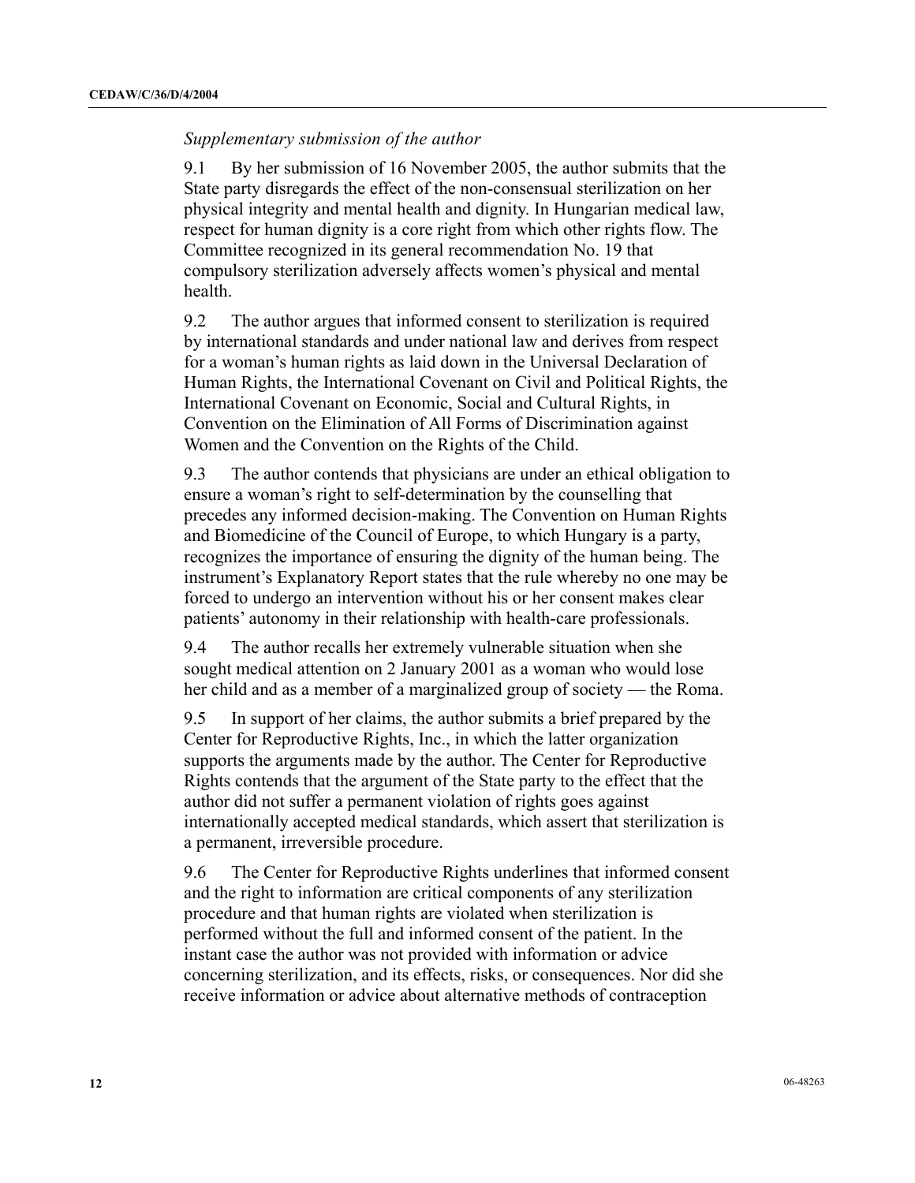*Supplementary submission of the author*

9.1 By her submission of 16 November 2005, the author submits that the State party disregards the effect of the non-consensual sterilization on her physical integrity and mental health and dignity. In Hungarian medical law, respect for human dignity is a core right from which other rights flow. The Committee recognized in its general recommendation No. 19 that compulsory sterilization adversely affects women's physical and mental health.

9.2 The author argues that informed consent to sterilization is required by international standards and under national law and derives from respect for a woman's human rights as laid down in the Universal Declaration of Human Rights, the International Covenant on Civil and Political Rights, the International Covenant on Economic, Social and Cultural Rights, in Convention on the Elimination of All Forms of Discrimination against Women and the Convention on the Rights of the Child.

9.3 The author contends that physicians are under an ethical obligation to ensure a woman's right to self-determination by the counselling that precedes any informed decision-making. The Convention on Human Rights and Biomedicine of the Council of Europe, to which Hungary is a party, recognizes the importance of ensuring the dignity of the human being. The instrument's Explanatory Report states that the rule whereby no one may be forced to undergo an intervention without his or her consent makes clear patients' autonomy in their relationship with health-care professionals.

9.4 The author recalls her extremely vulnerable situation when she sought medical attention on 2 January 2001 as a woman who would lose her child and as a member of a marginalized group of society — the Roma.

9.5 In support of her claims, the author submits a brief prepared by the Center for Reproductive Rights, Inc., in which the latter organization supports the arguments made by the author. The Center for Reproductive Rights contends that the argument of the State party to the effect that the author did not suffer a permanent violation of rights goes against internationally accepted medical standards, which assert that sterilization is a permanent, irreversible procedure.

9.6 The Center for Reproductive Rights underlines that informed consent and the right to information are critical components of any sterilization procedure and that human rights are violated when sterilization is performed without the full and informed consent of the patient. In the instant case the author was not provided with information or advice concerning sterilization, and its effects, risks, or consequences. Nor did she receive information or advice about alternative methods of contraception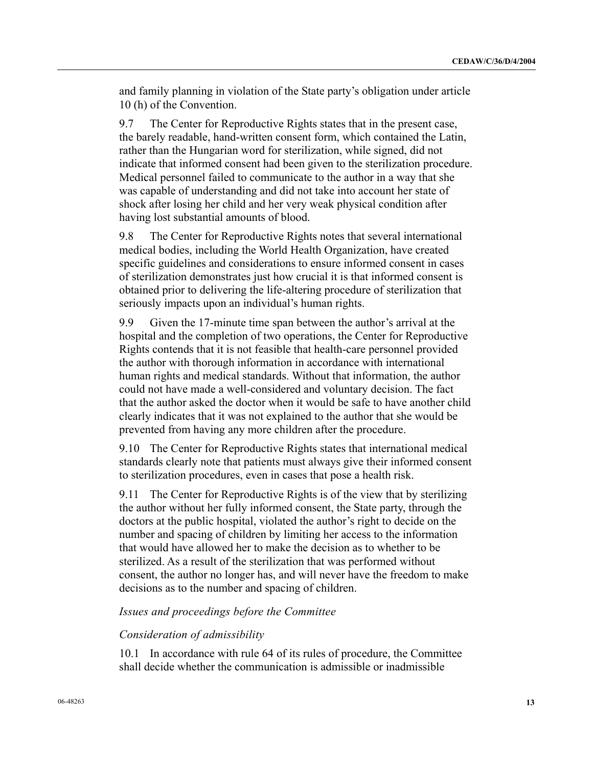and family planning in violation of the State party's obligation under article 10 (h) of the Convention.

9.7 The Center for Reproductive Rights states that in the present case, the barely readable, hand-written consent form, which contained the Latin, rather than the Hungarian word for sterilization, while signed, did not indicate that informed consent had been given to the sterilization procedure. Medical personnel failed to communicate to the author in a way that she was capable of understanding and did not take into account her state of shock after losing her child and her very weak physical condition after having lost substantial amounts of blood.

9.8 The Center for Reproductive Rights notes that several international medical bodies, including the World Health Organization, have created specific guidelines and considerations to ensure informed consent in cases of sterilization demonstrates just how crucial it is that informed consent is obtained prior to delivering the life-altering procedure of sterilization that seriously impacts upon an individual's human rights.

9.9 Given the 17-minute time span between the author's arrival at the hospital and the completion of two operations, the Center for Reproductive Rights contends that it is not feasible that health-care personnel provided the author with thorough information in accordance with international human rights and medical standards. Without that information, the author could not have made a well-considered and voluntary decision. The fact that the author asked the doctor when it would be safe to have another child clearly indicates that it was not explained to the author that she would be prevented from having any more children after the procedure.

9.10 The Center for Reproductive Rights states that international medical standards clearly note that patients must always give their informed consent to sterilization procedures, even in cases that pose a health risk.

9.11 The Center for Reproductive Rights is of the view that by sterilizing the author without her fully informed consent, the State party, through the doctors at the public hospital, violated the author's right to decide on the number and spacing of children by limiting her access to the information that would have allowed her to make the decision as to whether to be sterilized. As a result of the sterilization that was performed without consent, the author no longer has, and will never have the freedom to make decisions as to the number and spacing of children.

*Issues and proceedings before the Committee*

*Consideration of admissibility*

10.1 In accordance with rule 64 of its rules of procedure, the Committee shall decide whether the communication is admissible or inadmissible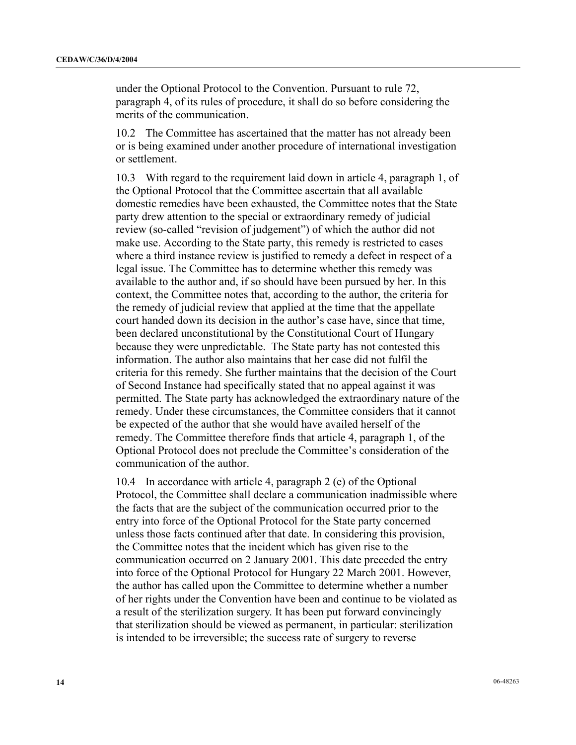under the Optional Protocol to the Convention. Pursuant to rule 72, paragraph 4, of its rules of procedure, it shall do so before considering the merits of the communication.

10.2 The Committee has ascertained that the matter has not already been or is being examined under another procedure of international investigation or settlement.

10.3 With regard to the requirement laid down in article 4, paragraph 1, of the Optional Protocol that the Committee ascertain that all available domestic remedies have been exhausted, the Committee notes that the State party drew attention to the special or extraordinary remedy of judicial review (so-called "revision of judgement") of which the author did not make use. According to the State party, this remedy is restricted to cases where a third instance review is justified to remedy a defect in respect of a legal issue. The Committee has to determine whether this remedy was available to the author and, if so should have been pursued by her. In this context, the Committee notes that, according to the author, the criteria for the remedy of judicial review that applied at the time that the appellate court handed down its decision in the author's case have, since that time, been declared unconstitutional by the Constitutional Court of Hungary because they were unpredictable. The State party has not contested this information. The author also maintains that her case did not fulfil the criteria for this remedy. She further maintains that the decision of the Court of Second Instance had specifically stated that no appeal against it was permitted. The State party has acknowledged the extraordinary nature of the remedy. Under these circumstances, the Committee considers that it cannot be expected of the author that she would have availed herself of the remedy. The Committee therefore finds that article 4, paragraph 1, of the Optional Protocol does not preclude the Committee's consideration of the communication of the author.

10.4 In accordance with article 4, paragraph 2 (e) of the Optional Protocol, the Committee shall declare a communication inadmissible where the facts that are the subject of the communication occurred prior to the entry into force of the Optional Protocol for the State party concerned unless those facts continued after that date. In considering this provision, the Committee notes that the incident which has given rise to the communication occurred on 2 January 2001. This date preceded the entry into force of the Optional Protocol for Hungary 22 March 2001. However, the author has called upon the Committee to determine whether a number of her rights under the Convention have been and continue to be violated as a result of the sterilization surgery. It has been put forward convincingly that sterilization should be viewed as permanent, in particular: sterilization is intended to be irreversible; the success rate of surgery to reverse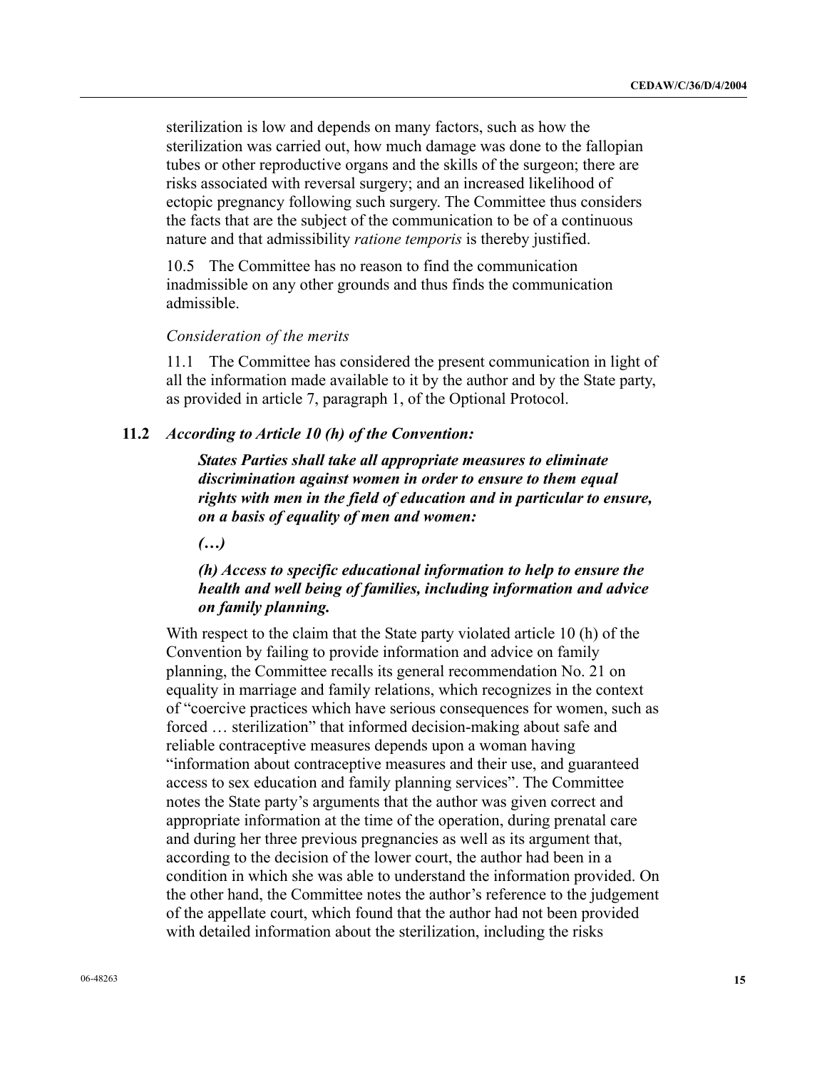sterilization is low and depends on many factors, such as how the sterilization was carried out, how much damage was done to the fallopian tubes or other reproductive organs and the skills of the surgeon; there are risks associated with reversal surgery; and an increased likelihood of ectopic pregnancy following such surgery. The Committee thus considers the facts that are the subject of the communication to be of a continuous nature and that admissibility *ratione temporis* is thereby justified.

10.5 The Committee has no reason to find the communication inadmissible on any other grounds and thus finds the communication admissible.

*Consideration of the merits*

11.1 The Committee has considered the present communication in light of all the information made available to it by the author and by the State party, as provided in article 7, paragraph 1, of the Optional Protocol.

**11.2** ***According to Article 10 (h) of the Convention:***

> ***States Parties shall take all appropriate measures to eliminate discrimination against women in order to ensure to them equal rights with men in the field of education and in particular to ensure, on a basis of equality of men and women:***
>
> ***(…)***
>
> ***(h) Access to specific educational information to help to ensure the health and well being of families, including information and advice on family planning.***

With respect to the claim that the State party violated article 10 (h) of the Convention by failing to provide information and advice on family planning, the Committee recalls its general recommendation No. 21 on equality in marriage and family relations, which recognizes in the context of "coercive practices which have serious consequences for women, such as forced … sterilization" that informed decision-making about safe and reliable contraceptive measures depends upon a woman having "information about contraceptive measures and their use, and guaranteed access to sex education and family planning services". The Committee notes the State party's arguments that the author was given correct and appropriate information at the time of the operation, during prenatal care and during her three previous pregnancies as well as its argument that, according to the decision of the lower court, the author had been in a condition in which she was able to understand the information provided. On the other hand, the Committee notes the author's reference to the judgement of the appellate court, which found that the author had not been provided with detailed information about the sterilization, including the risks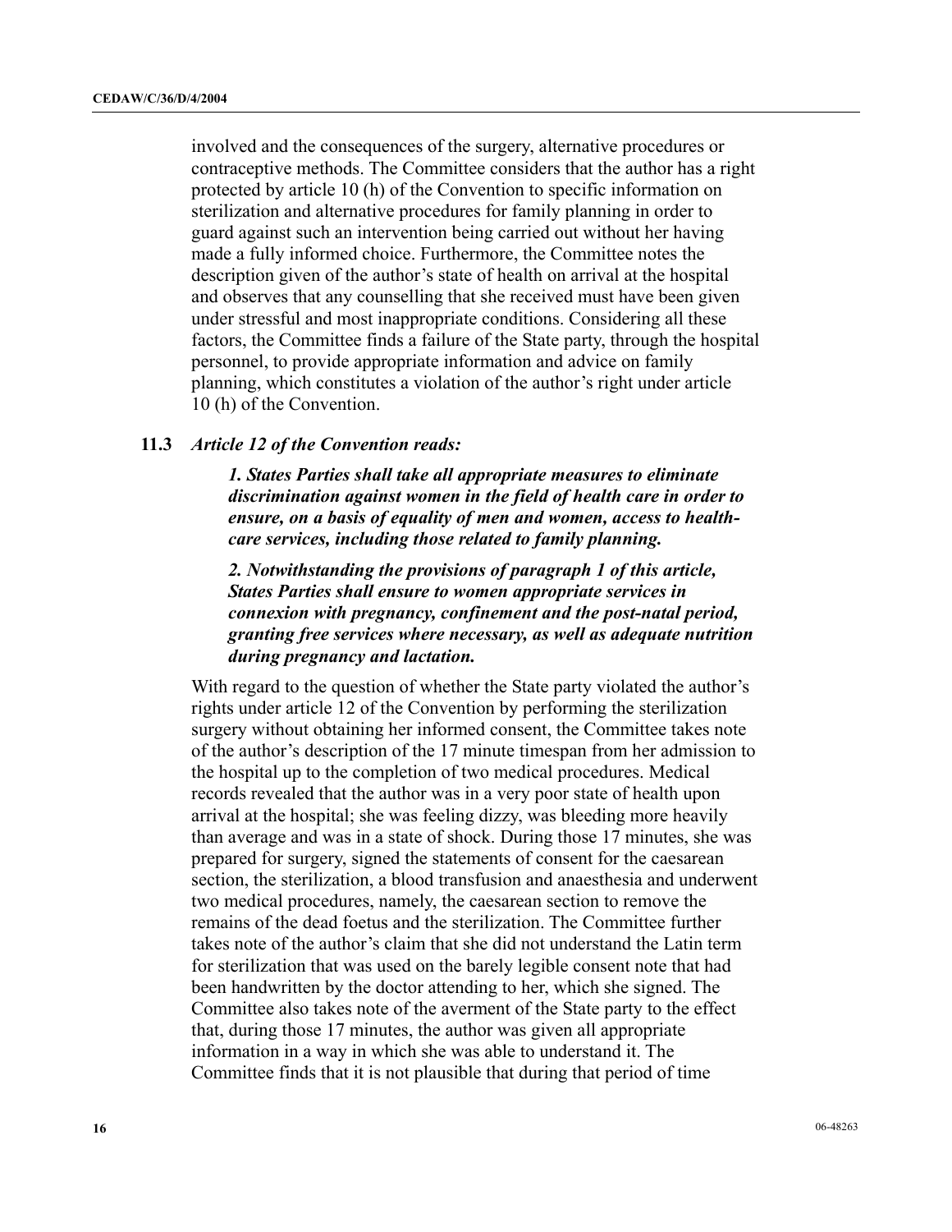involved and the consequences of the surgery, alternative procedures or contraceptive methods. The Committee considers that the author has a right protected by article 10 (h) of the Convention to specific information on sterilization and alternative procedures for family planning in order to guard against such an intervention being carried out without her having made a fully informed choice. Furthermore, the Committee notes the description given of the author's state of health on arrival at the hospital and observes that any counselling that she received must have been given under stressful and most inappropriate conditions. Considering all these factors, the Committee finds a failure of the State party, through the hospital personnel, to provide appropriate information and advice on family planning, which constitutes a violation of the author's right under article 10 (h) of the Convention.

**11.3** *Article 12 of the Convention reads:*

> ***1. States Parties shall take all appropriate measures to eliminate discrimination against women in the field of health care in order to ensure, on a basis of equality of men and women, access to health-care services, including those related to family planning.***
>
> ***2. Notwithstanding the provisions of paragraph 1 of this article, States Parties shall ensure to women appropriate services in connexion with pregnancy, confinement and the post-natal period, granting free services where necessary, as well as adequate nutrition during pregnancy and lactation.***

With regard to the question of whether the State party violated the author's rights under article 12 of the Convention by performing the sterilization surgery without obtaining her informed consent, the Committee takes note of the author's description of the 17 minute timespan from her admission to the hospital up to the completion of two medical procedures. Medical records revealed that the author was in a very poor state of health upon arrival at the hospital; she was feeling dizzy, was bleeding more heavily than average and was in a state of shock. During those 17 minutes, she was prepared for surgery, signed the statements of consent for the caesarean section, the sterilization, a blood transfusion and anaesthesia and underwent two medical procedures, namely, the caesarean section to remove the remains of the dead foetus and the sterilization. The Committee further takes note of the author's claim that she did not understand the Latin term for sterilization that was used on the barely legible consent note that had been handwritten by the doctor attending to her, which she signed. The Committee also takes note of the averment of the State party to the effect that, during those 17 minutes, the author was given all appropriate information in a way in which she was able to understand it. The Committee finds that it is not plausible that during that period of time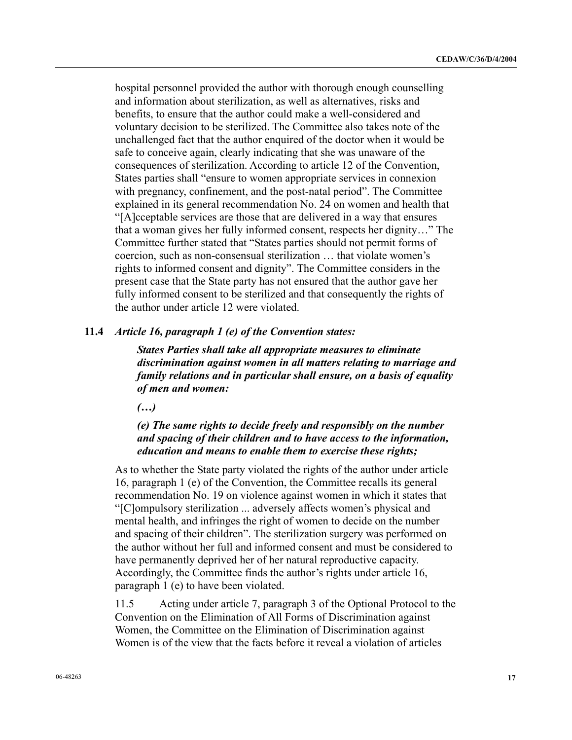hospital personnel provided the author with thorough enough counselling and information about sterilization, as well as alternatives, risks and benefits, to ensure that the author could make a well-considered and voluntary decision to be sterilized. The Committee also takes note of the unchallenged fact that the author enquired of the doctor when it would be safe to conceive again, clearly indicating that she was unaware of the consequences of sterilization. According to article 12 of the Convention, States parties shall "ensure to women appropriate services in connexion with pregnancy, confinement, and the post-natal period". The Committee explained in its general recommendation No. 24 on women and health that "[A]cceptable services are those that are delivered in a way that ensures that a woman gives her fully informed consent, respects her dignity…" The Committee further stated that "States parties should not permit forms of coercion, such as non-consensual sterilization … that violate women's rights to informed consent and dignity". The Committee considers in the present case that the State party has not ensured that the author gave her fully informed consent to be sterilized and that consequently the rights of the author under article 12 were violated.

**11.4** ***Article 16, paragraph 1 (e) of the Convention states:***

> ***States Parties shall take all appropriate measures to eliminate discrimination against women in all matters relating to marriage and family relations and in particular shall ensure, on a basis of equality of men and women:***
>
> ***(…)***
>
> ***(e) The same rights to decide freely and responsibly on the number and spacing of their children and to have access to the information, education and means to enable them to exercise these rights;***

As to whether the State party violated the rights of the author under article 16, paragraph 1 (e) of the Convention, the Committee recalls its general recommendation No. 19 on violence against women in which it states that "[C]ompulsory sterilization ... adversely affects women's physical and mental health, and infringes the right of women to decide on the number and spacing of their children". The sterilization surgery was performed on the author without her full and informed consent and must be considered to have permanently deprived her of her natural reproductive capacity. Accordingly, the Committee finds the author's rights under article 16, paragraph 1 (e) to have been violated.

11.5 Acting under article 7, paragraph 3 of the Optional Protocol to the Convention on the Elimination of All Forms of Discrimination against Women, the Committee on the Elimination of Discrimination against Women is of the view that the facts before it reveal a violation of articles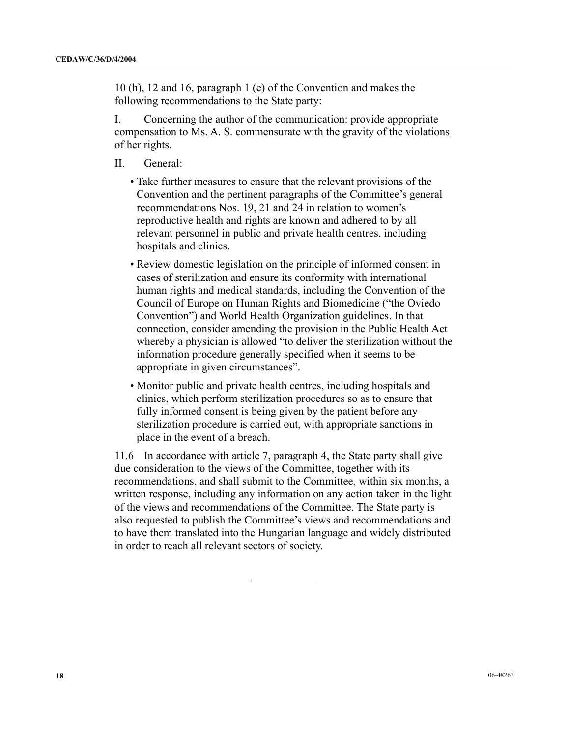10 (h), 12 and 16, paragraph 1 (e) of the Convention and makes the following recommendations to the State party:

I. Concerning the author of the communication: provide appropriate compensation to Ms. A. S. commensurate with the gravity of the violations of her rights.

II. General:

- Take further measures to ensure that the relevant provisions of the Convention and the pertinent paragraphs of the Committee's general recommendations Nos. 19, 21 and 24 in relation to women's reproductive health and rights are known and adhered to by all relevant personnel in public and private health centres, including hospitals and clinics.
- Review domestic legislation on the principle of informed consent in cases of sterilization and ensure its conformity with international human rights and medical standards, including the Convention of the Council of Europe on Human Rights and Biomedicine ("the Oviedo Convention") and World Health Organization guidelines. In that connection, consider amending the provision in the Public Health Act whereby a physician is allowed "to deliver the sterilization without the information procedure generally specified when it seems to be appropriate in given circumstances".
- Monitor public and private health centres, including hospitals and clinics, which perform sterilization procedures so as to ensure that fully informed consent is being given by the patient before any sterilization procedure is carried out, with appropriate sanctions in place in the event of a breach.

11.6 In accordance with article 7, paragraph 4, the State party shall give due consideration to the views of the Committee, together with its recommendations, and shall submit to the Committee, within six months, a written response, including any information on any action taken in the light of the views and recommendations of the Committee. The State party is also requested to publish the Committee's views and recommendations and to have them translated into the Hungarian language and widely distributed in order to reach all relevant sectors of society.